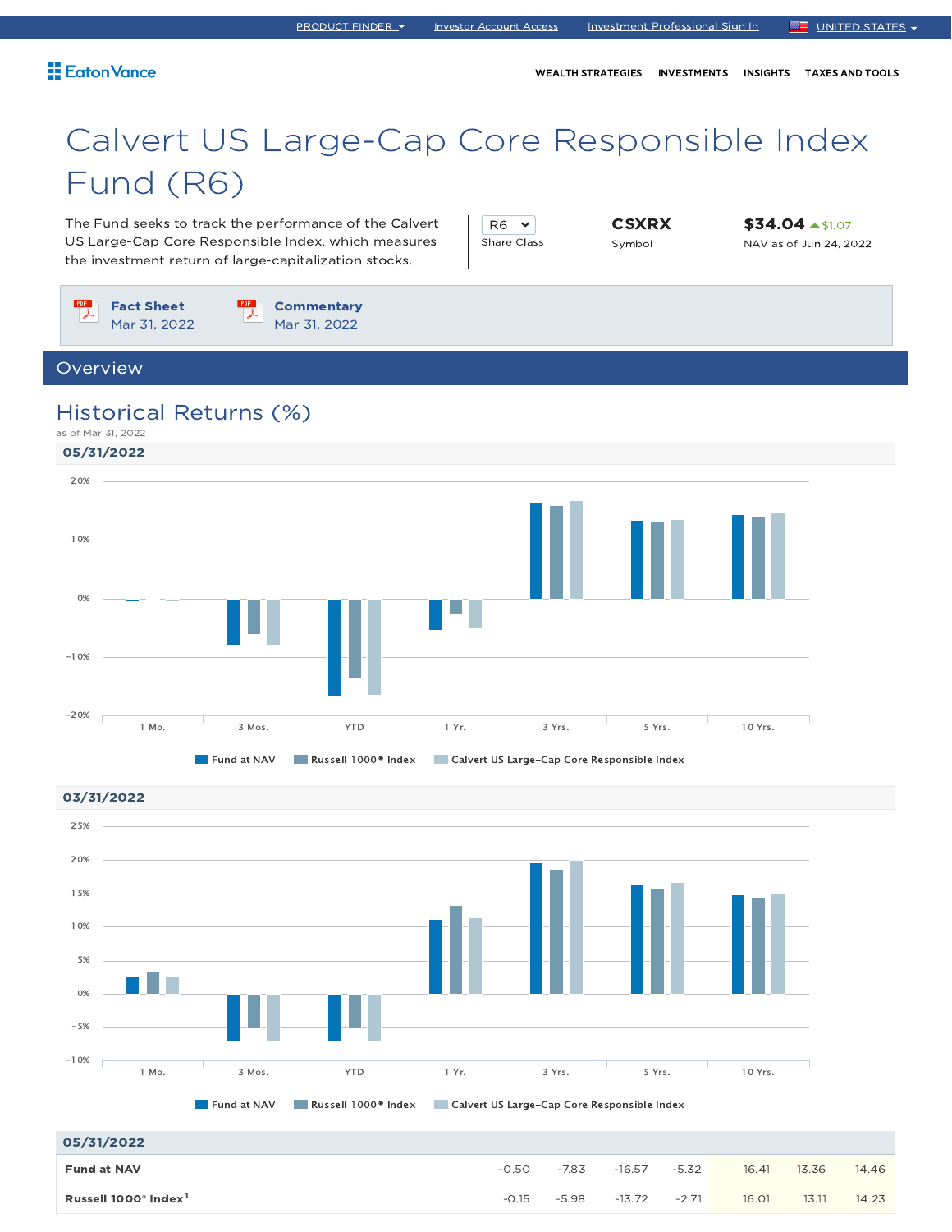PRODUCT FINDER | Investor Account Access | Investment Professional Sign In | UNITED STATES

Eaton Vance

WEALTH STRATEGIES | INVESTMENTS | INSIGHTS | TAXES AND TOOLS

# Calvert US Large-Cap Core Responsible Index Fund (R6)

The Fund seeks to track the performance of the Calvert US Large-Cap Core Responsible Index, which measures the investment return of large-capitalization stocks.

R6
Share Class

**CSXRX**
Symbol

**$34.04** ▲$1.07
NAV as of Jun 24, 2022

**Fact Sheet**
Mar 31, 2022

**Commentary**
Mar 31, 2022

## Overview

### Historical Returns (%)

as of Mar 31, 2022

**05/31/2022**

Fund at NAV | Russell 1000® Index | Calvert US Large-Cap Core Responsible Index

**03/31/2022**

Fund at NAV | Russell 1000® Index | Calvert US Large-Cap Core Responsible Index

| 05/31/2022 | | | | | | | |
|---|---|---|---|---|---|---|---|
| **Fund at NAV** | -0.50 | -7.83 | -16.57 | -5.32 | 16.41 | 13.36 | 14.46 |
| **Russell 1000® Index**[1] | -0.15 | -5.98 | -13.72 | -2.71 | 16.01 | 13.11 | 14.23 |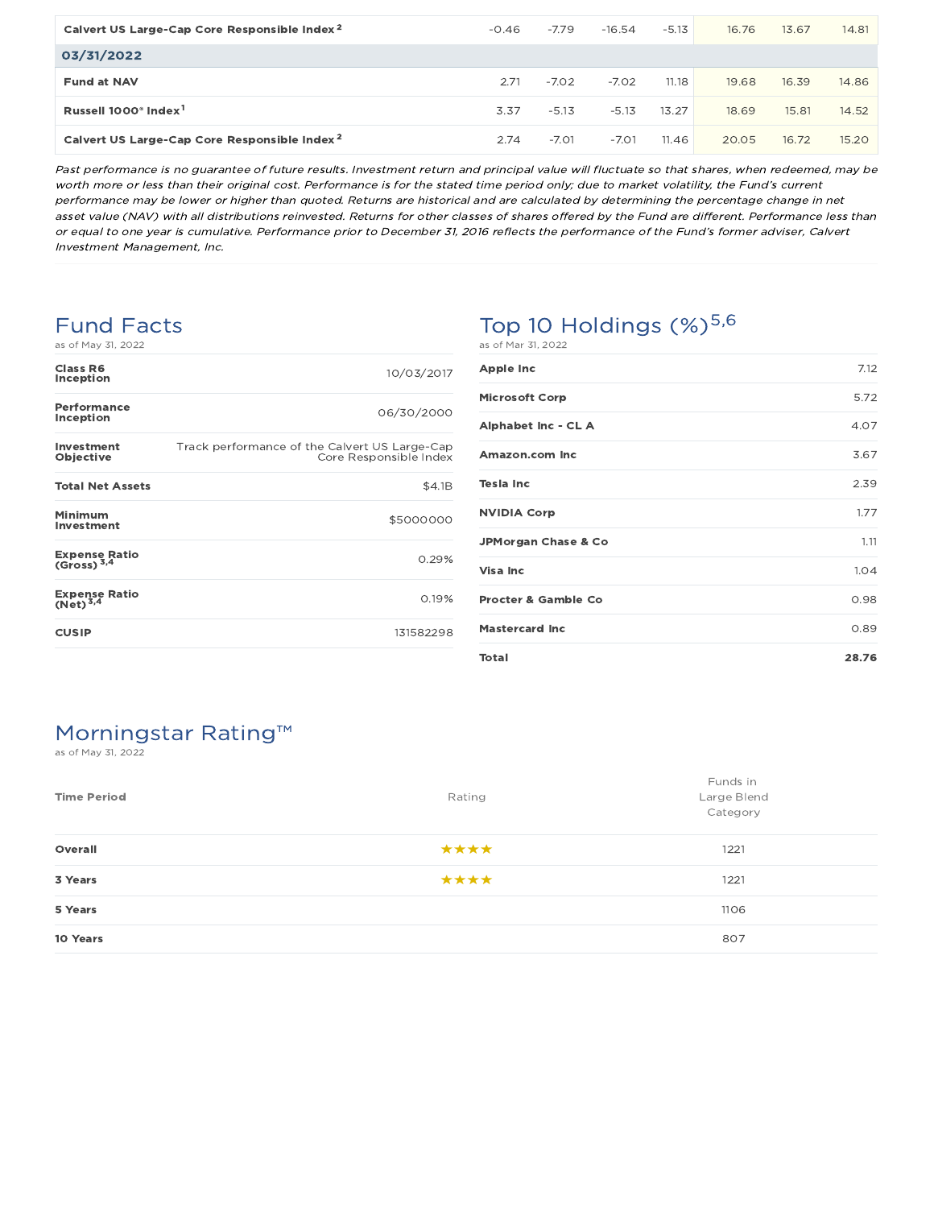| | | | | | | | |
|---|---|---|---|---|---|---|---|
| Calvert US Large-Cap Core Responsible Index [2] | -0.46 | -7.79 | -16.54 | -5.13 | 16.76 | 13.67 | 14.81 |
| **03/31/2022** | | | | | | | |
| Fund at NAV | 2.71 | -7.02 | -7.02 | 11.18 | 19.68 | 16.39 | 14.86 |
| Russell 1000® Index [1] | 3.37 | -5.13 | -5.13 | 13.27 | 18.69 | 15.81 | 14.52 |
| Calvert US Large-Cap Core Responsible Index [2] | 2.74 | -7.01 | -7.01 | 11.46 | 20.05 | 16.72 | 15.20 |

*Past performance is no guarantee of future results. Investment return and principal value will fluctuate so that shares, when redeemed, may be worth more or less than their original cost. Performance is for the stated time period only; due to market volatility, the Fund's current performance may be lower or higher than quoted. Returns are historical and are calculated by determining the percentage change in net asset value (NAV) with all distributions reinvested. Returns for other classes of shares offered by the Fund are different. Performance less than or equal to one year is cumulative. Performance prior to December 31, 2016 reflects the performance of the Fund's former adviser, Calvert Investment Management, Inc.*

## Fund Facts

as of May 31, 2022

| | |
|---|---|
| **Class R6 Inception** | 10/03/2017 |
| **Performance Inception** | 06/30/2000 |
| **Investment Objective** | Track performance of the Calvert US Large-Cap Core Responsible Index |
| **Total Net Assets** | $4.1B |
| **Minimum Investment** | $5000000 |
| **Expense Ratio (Gross)** [3,4] | 0.29% |
| **Expense Ratio (Net)** [3,4] | 0.19% |
| **CUSIP** | 131582298 |

## Top 10 Holdings (%)[5,6]

as of Mar 31, 2022

| | |
|---|---|
| **Apple Inc** | 7.12 |
| **Microsoft Corp** | 5.72 |
| **Alphabet Inc - CL A** | 4.07 |
| **Amazon.com Inc** | 3.67 |
| **Tesla Inc** | 2.39 |
| **NVIDIA Corp** | 1.77 |
| **JPMorgan Chase & Co** | 1.11 |
| **Visa Inc** | 1.04 |
| **Procter & Gamble Co** | 0.98 |
| **Mastercard Inc** | 0.89 |
| **Total** | **28.76** |

## Morningstar Rating™

as of May 31, 2022

| Time Period | Rating | Funds in Large Blend Category |
|---|---|---|
| **Overall** | ★★★★ | 1221 |
| **3 Years** | ★★★★ | 1221 |
| **5 Years** | | 1106 |
| **10 Years** | | 807 |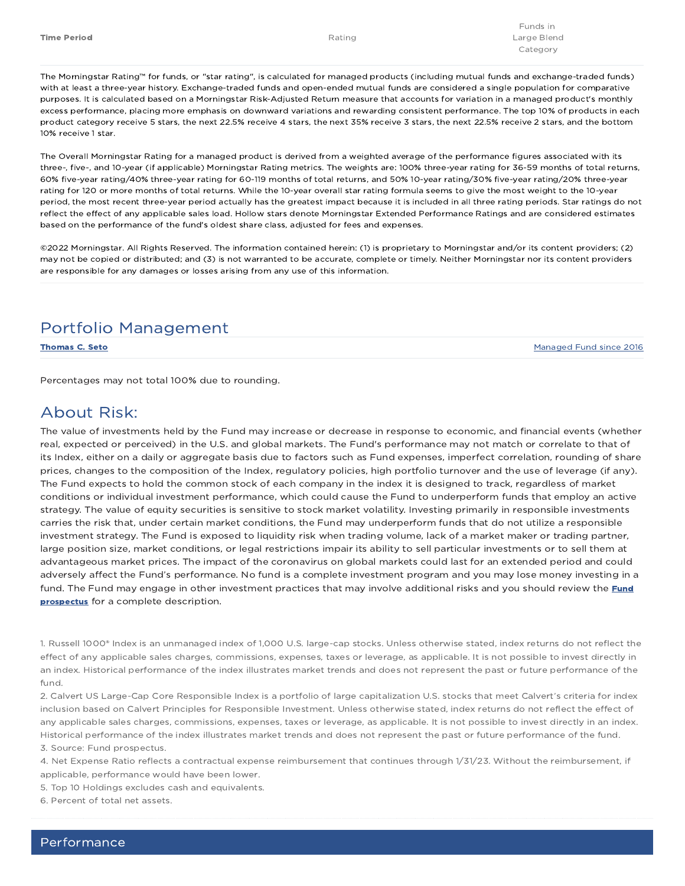| Time Period | Rating | Funds in Large Blend Category |
| --- | --- | --- |

The Morningstar Rating™ for funds, or "star rating", is calculated for managed products (including mutual funds and exchange-traded funds) with at least a three-year history. Exchange-traded funds and open-ended mutual funds are considered a single population for comparative purposes. It is calculated based on a Morningstar Risk-Adjusted Return measure that accounts for variation in a managed product's monthly excess performance, placing more emphasis on downward variations and rewarding consistent performance. The top 10% of products in each product category receive 5 stars, the next 22.5% receive 4 stars, the next 35% receive 3 stars, the next 22.5% receive 2 stars, and the bottom 10% receive 1 star.

The Overall Morningstar Rating for a managed product is derived from a weighted average of the performance figures associated with its three-, five-, and 10-year (if applicable) Morningstar Rating metrics. The weights are: 100% three-year rating for 36-59 months of total returns, 60% five-year rating/40% three-year rating for 60-119 months of total returns, and 50% 10-year rating/30% five-year rating/20% three-year rating for 120 or more months of total returns. While the 10-year overall star rating formula seems to give the most weight to the 10-year period, the most recent three-year period actually has the greatest impact because it is included in all three rating periods. Star ratings do not reflect the effect of any applicable sales load. Hollow stars denote Morningstar Extended Performance Ratings and are considered estimates based on the performance of the fund's oldest share class, adjusted for fees and expenses.

©2022 Morningstar. All Rights Reserved. The information contained herein: (1) is proprietary to Morningstar and/or its content providers; (2) may not be copied or distributed; and (3) is not warranted to be accurate, complete or timely. Neither Morningstar nor its content providers are responsible for any damages or losses arising from any use of this information.

## Portfolio Management

| **Thomas C. Seto** | Managed Fund since 2016 |
| --- | --- |

Percentages may not total 100% due to rounding.

## About Risk:

The value of investments held by the Fund may increase or decrease in response to economic, and financial events (whether real, expected or perceived) in the U.S. and global markets. The Fund's performance may not match or correlate to that of its Index, either on a daily or aggregate basis due to factors such as Fund expenses, imperfect correlation, rounding of share prices, changes to the composition of the Index, regulatory policies, high portfolio turnover and the use of leverage (if any). The Fund expects to hold the common stock of each company in the index it is designed to track, regardless of market conditions or individual investment performance, which could cause the Fund to underperform funds that employ an active strategy. The value of equity securities is sensitive to stock market volatility. Investing primarily in responsible investments carries the risk that, under certain market conditions, the Fund may underperform funds that do not utilize a responsible investment strategy. The Fund is exposed to liquidity risk when trading volume, lack of a market maker or trading partner, large position size, market conditions, or legal restrictions impair its ability to sell particular investments or to sell them at advantageous market prices. The impact of the coronavirus on global markets could last for an extended period and could adversely affect the Fund's performance. No fund is a complete investment program and you may lose money investing in a fund. The Fund may engage in other investment practices that may involve additional risks and you should review the **Fund prospectus** for a complete description.

1. Russell 1000® Index is an unmanaged index of 1,000 U.S. large-cap stocks. Unless otherwise stated, index returns do not reflect the effect of any applicable sales charges, commissions, expenses, taxes or leverage, as applicable. It is not possible to invest directly in an index. Historical performance of the index illustrates market trends and does not represent the past or future performance of the fund.
2. Calvert US Large-Cap Core Responsible Index is a portfolio of large capitalization U.S. stocks that meet Calvert's criteria for index inclusion based on Calvert Principles for Responsible Investment. Unless otherwise stated, index returns do not reflect the effect of any applicable sales charges, commissions, expenses, taxes or leverage, as applicable. It is not possible to invest directly in an index. Historical performance of the index illustrates market trends and does not represent the past or future performance of the fund.
3. Source: Fund prospectus.
4. Net Expense Ratio reflects a contractual expense reimbursement that continues through 1/31/23. Without the reimbursement, if applicable, performance would have been lower.
5. Top 10 Holdings excludes cash and equivalents.
6. Percent of total net assets.

## Performance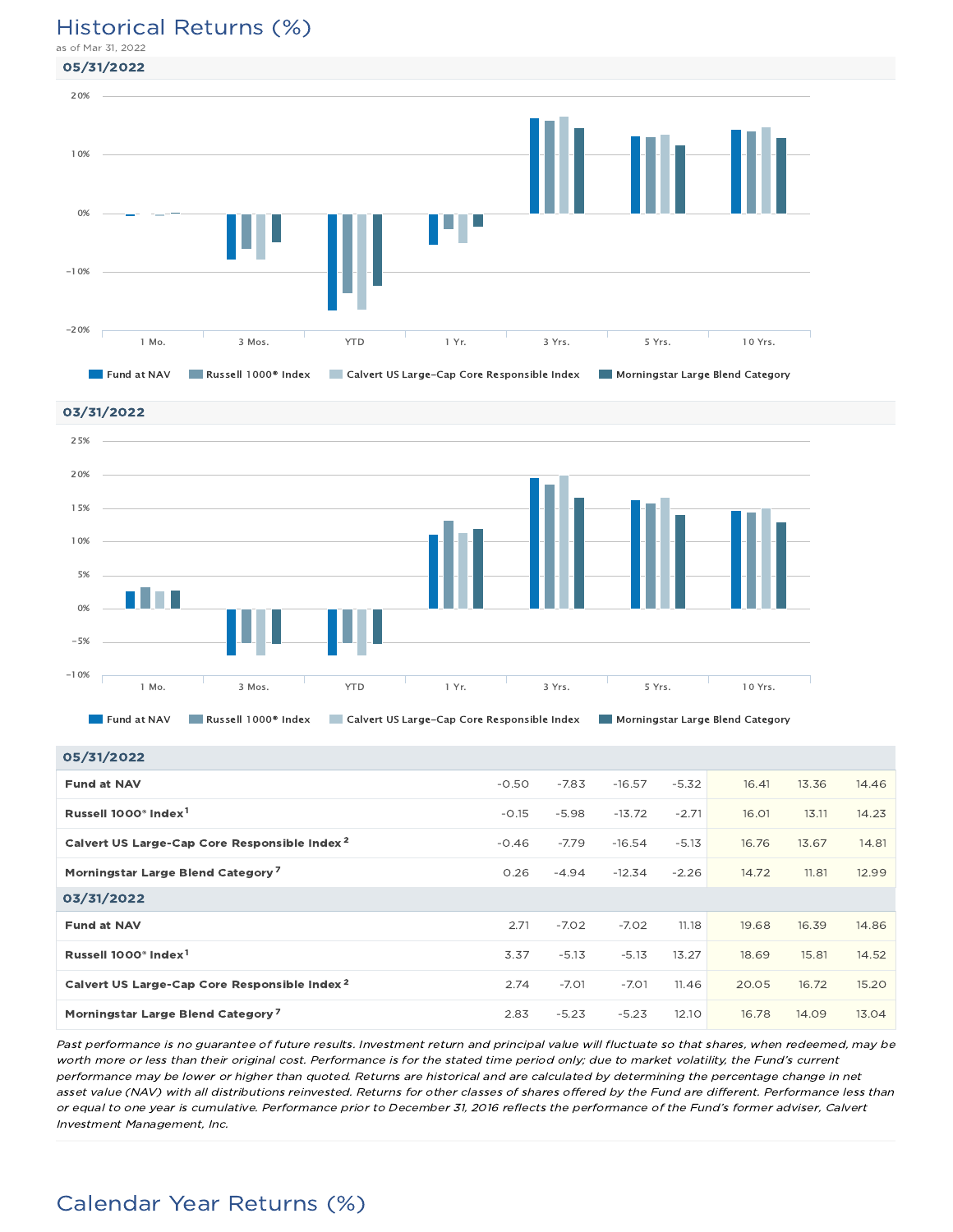# Historical Returns (%)

as of Mar 31, 2022

## 05/31/2022

Chart legend: Fund at NAV, Russell 1000® Index, Calvert US Large-Cap Core Responsible Index, Morningstar Large Blend Category

Chart categories: 1 Mo., 3 Mos., YTD, 1 Yr., 3 Yrs., 5 Yrs., 10 Yrs.

## 03/31/2022

Chart legend: Fund at NAV, Russell 1000® Index, Calvert US Large-Cap Core Responsible Index, Morningstar Large Blend Category

Chart categories: 1 Mo., 3 Mos., YTD, 1 Yr., 3 Yrs., 5 Yrs., 10 Yrs.

| | 1 Mo. | 3 Mos. | YTD | 1 Yr. | 3 Yrs. | 5 Yrs. | 10 Yrs. |
|---|---|---|---|---|---|---|---|
| **05/31/2022** | | | | | | | |
| **Fund at NAV** | -0.50 | -7.83 | -16.57 | -5.32 | 16.41 | 13.36 | 14.46 |
| **Russell 1000® Index[1]** | -0.15 | -5.98 | -13.72 | -2.71 | 16.01 | 13.11 | 14.23 |
| **Calvert US Large-Cap Core Responsible Index[2]** | -0.46 | -7.79 | -16.54 | -5.13 | 16.76 | 13.67 | 14.81 |
| **Morningstar Large Blend Category[7]** | 0.26 | -4.94 | -12.34 | -2.26 | 14.72 | 11.81 | 12.99 |
| **03/31/2022** | | | | | | | |
| **Fund at NAV** | 2.71 | -7.02 | -7.02 | 11.18 | 19.68 | 16.39 | 14.86 |
| **Russell 1000® Index[1]** | 3.37 | -5.13 | -5.13 | 13.27 | 18.69 | 15.81 | 14.52 |
| **Calvert US Large-Cap Core Responsible Index[2]** | 2.74 | -7.01 | -7.01 | 11.46 | 20.05 | 16.72 | 15.20 |
| **Morningstar Large Blend Category[7]** | 2.83 | -5.23 | -5.23 | 12.10 | 16.78 | 14.09 | 13.04 |

*Past performance is no guarantee of future results. Investment return and principal value will fluctuate so that shares, when redeemed, may be worth more or less than their original cost. Performance is for the stated time period only; due to market volatility, the Fund's current performance may be lower or higher than quoted. Returns are historical and are calculated by determining the percentage change in net asset value (NAV) with all distributions reinvested. Returns for other classes of shares offered by the Fund are different. Performance less than or equal to one year is cumulative. Performance prior to December 31, 2016 reflects the performance of the Fund's former adviser, Calvert Investment Management, Inc.*

# Calendar Year Returns (%)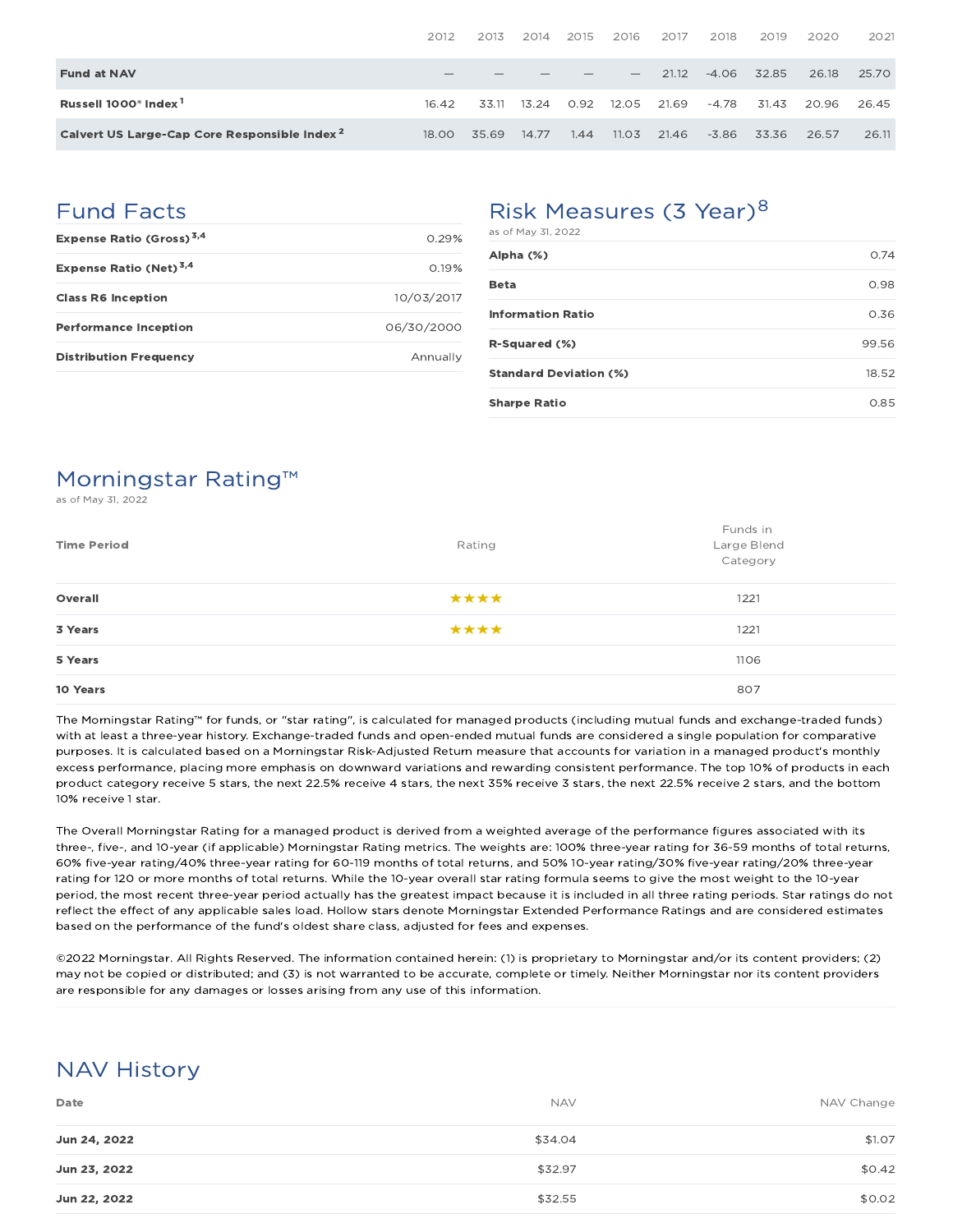| | 2012 | 2013 | 2014 | 2015 | 2016 | 2017 | 2018 | 2019 | 2020 | 2021 |
|---|---|---|---|---|---|---|---|---|---|---|
| **Fund at NAV** | — | — | — | — | — | 21.12 | -4.06 | 32.85 | 26.18 | 25.70 |
| **Russell 1000® Index** [1] | 16.42 | 33.11 | 13.24 | 0.92 | 12.05 | 21.69 | -4.78 | 31.43 | 20.96 | 26.45 |
| **Calvert US Large-Cap Core Responsible Index** [2] | 18.00 | 35.69 | 14.77 | 1.44 | 11.03 | 21.46 | -3.86 | 33.36 | 26.57 | 26.11 |

## Fund Facts

| | |
|---|---|
| **Expense Ratio (Gross)** [3,4] | 0.29% |
| **Expense Ratio (Net)** [3,4] | 0.19% |
| **Class R6 Inception** | 10/03/2017 |
| **Performance Inception** | 06/30/2000 |
| **Distribution Frequency** | Annually |

## Risk Measures (3 Year)[8]

as of May 31, 2022

| | |
|---|---|
| **Alpha (%)** | 0.74 |
| **Beta** | 0.98 |
| **Information Ratio** | 0.36 |
| **R-Squared (%)** | 99.56 |
| **Standard Deviation (%)** | 18.52 |
| **Sharpe Ratio** | 0.85 |

## Morningstar Rating™

as of May 31, 2022

| Time Period | Rating | Funds in Large Blend Category |
|---|---|---|
| **Overall** | ★★★★ | 1221 |
| **3 Years** | ★★★★ | 1221 |
| **5 Years** | | 1106 |
| **10 Years** | | 807 |

The Morningstar Rating™ for funds, or "star rating", is calculated for managed products (including mutual funds and exchange-traded funds) with at least a three-year history. Exchange-traded funds and open-ended mutual funds are considered a single population for comparative purposes. It is calculated based on a Morningstar Risk-Adjusted Return measure that accounts for variation in a managed product's monthly excess performance, placing more emphasis on downward variations and rewarding consistent performance. The top 10% of products in each product category receive 5 stars, the next 22.5% receive 4 stars, the next 35% receive 3 stars, the next 22.5% receive 2 stars, and the bottom 10% receive 1 star.

The Overall Morningstar Rating for a managed product is derived from a weighted average of the performance figures associated with its three-, five-, and 10-year (if applicable) Morningstar Rating metrics. The weights are: 100% three-year rating for 36-59 months of total returns, 60% five-year rating/40% three-year rating for 60-119 months of total returns, and 50% 10-year rating/30% five-year rating/20% three-year rating for 120 or more months of total returns. While the 10-year overall star rating formula seems to give the most weight to the 10-year period, the most recent three-year period actually has the greatest impact because it is included in all three rating periods. Star ratings do not reflect the effect of any applicable sales load. Hollow stars denote Morningstar Extended Performance Ratings and are considered estimates based on the performance of the fund's oldest share class, adjusted for fees and expenses.

©2022 Morningstar. All Rights Reserved. The information contained herein: (1) is proprietary to Morningstar and/or its content providers; (2) may not be copied or distributed; and (3) is not warranted to be accurate, complete or timely. Neither Morningstar nor its content providers are responsible for any damages or losses arising from any use of this information.

## NAV History

| Date | NAV | NAV Change |
|---|---|---|
| **Jun 24, 2022** | $34.04 | $1.07 |
| **Jun 23, 2022** | $32.97 | $0.42 |
| **Jun 22, 2022** | $32.55 | $0.02 |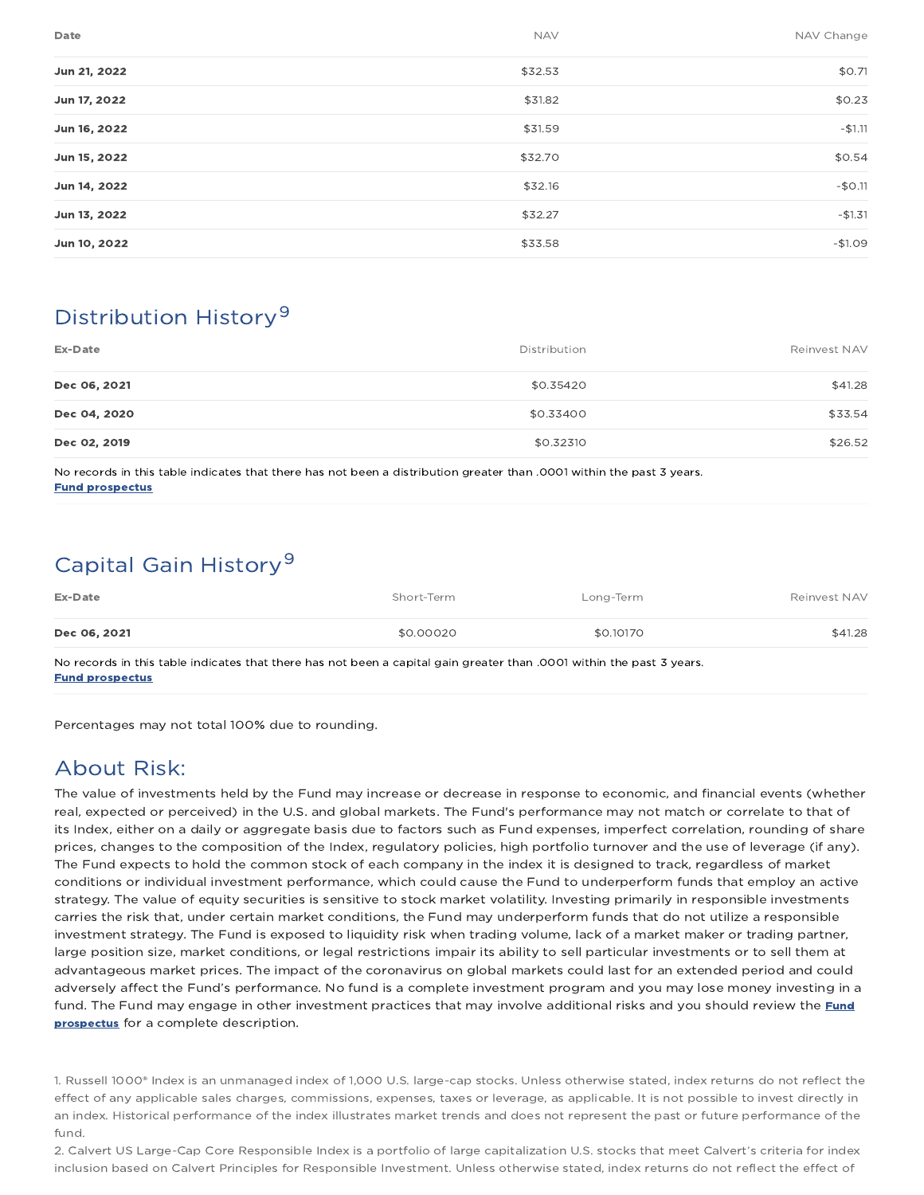| Date | NAV | NAV Change |
|---|---|---|
| **Jun 21, 2022** | $32.53 | $0.71 |
| **Jun 17, 2022** | $31.82 | $0.23 |
| **Jun 16, 2022** | $31.59 | -$1.11 |
| **Jun 15, 2022** | $32.70 | $0.54 |
| **Jun 14, 2022** | $32.16 | -$0.11 |
| **Jun 13, 2022** | $32.27 | -$1.31 |
| **Jun 10, 2022** | $33.58 | -$1.09 |

## Distribution History[9]

| Ex-Date | Distribution | Reinvest NAV |
|---|---|---|
| **Dec 06, 2021** | $0.35420 | $41.28 |
| **Dec 04, 2020** | $0.33400 | $33.54 |
| **Dec 02, 2019** | $0.32310 | $26.52 |

No records in this table indicates that there has not been a distribution greater than .0001 within the past 3 years.
**Fund prospectus**

## Capital Gain History[9]

| Ex-Date | Short-Term | Long-Term | Reinvest NAV |
|---|---|---|---|
| **Dec 06, 2021** | $0.00020 | $0.10170 | $41.28 |

No records in this table indicates that there has not been a capital gain greater than .0001 within the past 3 years.
**Fund prospectus**

Percentages may not total 100% due to rounding.

## About Risk:

The value of investments held by the Fund may increase or decrease in response to economic, and financial events (whether real, expected or perceived) in the U.S. and global markets. The Fund's performance may not match or correlate to that of its Index, either on a daily or aggregate basis due to factors such as Fund expenses, imperfect correlation, rounding of share prices, changes to the composition of the Index, regulatory policies, high portfolio turnover and the use of leverage (if any). The Fund expects to hold the common stock of each company in the index it is designed to track, regardless of market conditions or individual investment performance, which could cause the Fund to underperform funds that employ an active strategy. The value of equity securities is sensitive to stock market volatility. Investing primarily in responsible investments carries the risk that, under certain market conditions, the Fund may underperform funds that do not utilize a responsible investment strategy. The Fund is exposed to liquidity risk when trading volume, lack of a market maker or trading partner, large position size, market conditions, or legal restrictions impair its ability to sell particular investments or to sell them at advantageous market prices. The impact of the coronavirus on global markets could last for an extended period and could adversely affect the Fund's performance. No fund is a complete investment program and you may lose money investing in a fund. The Fund may engage in other investment practices that may involve additional risks and you should review the **Fund prospectus** for a complete description.

1. Russell 1000® Index is an unmanaged index of 1,000 U.S. large-cap stocks. Unless otherwise stated, index returns do not reflect the effect of any applicable sales charges, commissions, expenses, taxes or leverage, as applicable. It is not possible to invest directly in an index. Historical performance of the index illustrates market trends and does not represent the past or future performance of the fund.
2. Calvert US Large-Cap Core Responsible Index is a portfolio of large capitalization U.S. stocks that meet Calvert's criteria for index inclusion based on Calvert Principles for Responsible Investment. Unless otherwise stated, index returns do not reflect the effect of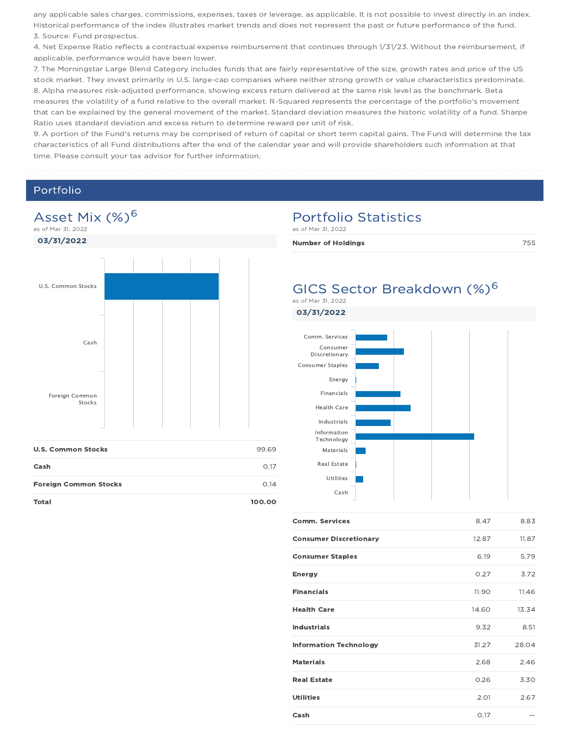any applicable sales charges, commissions, expenses, taxes or leverage, as applicable. It is not possible to invest directly in an index. Historical performance of the index illustrates market trends and does not represent the past or future performance of the fund.

3. Source: Fund prospectus.

4. Net Expense Ratio reflects a contractual expense reimbursement that continues through 1/31/23. Without the reimbursement, if applicable, performance would have been lower.

7. The Morningstar Large Blend Category includes funds that are fairly representative of the size, growth rates and price of the US stock market. They invest primarily in U.S. large-cap companies where neither strong growth or value characteristics predominate.

8. Alpha measures risk-adjusted performance, showing excess return delivered at the same risk level as the benchmark. Beta measures the volatility of a fund relative to the overall market. R-Squared represents the percentage of the portfolio's movement that can be explained by the general movement of the market. Standard deviation measures the historic volatility of a fund. Sharpe Ratio uses standard deviation and excess return to determine reward per unit of risk.

9. A portion of the Fund's returns may be comprised of return of capital or short term capital gains. The Fund will determine the tax characteristics of all Fund distributions after the end of the calendar year and will provide shareholders such information at that time. Please consult your tax advisor for further information.

## Portfolio

### Asset Mix (%)[6]

as of Mar 31, 2022

**03/31/2022**

| | |
|---|---|
| **U.S. Common Stocks** | 99.69 |
| **Cash** | 0.17 |
| **Foreign Common Stocks** | 0.14 |
| **Total** | **100.00** |

### Portfolio Statistics

as of Mar 31, 2022

| | |
|---|---|
| **Number of Holdings** | 755 |

### GICS Sector Breakdown (%)[6]

as of Mar 31, 2022

**03/31/2022**

| | | |
|---|---|---|
| **Comm. Services** | 8.47 | 8.83 |
| **Consumer Discretionary** | 12.87 | 11.87 |
| **Consumer Staples** | 6.19 | 5.79 |
| **Energy** | 0.27 | 3.72 |
| **Financials** | 11.90 | 11.46 |
| **Health Care** | 14.60 | 13.34 |
| **Industrials** | 9.32 | 8.51 |
| **Information Technology** | 31.27 | 28.04 |
| **Materials** | 2.68 | 2.46 |
| **Real Estate** | 0.26 | 3.30 |
| **Utilities** | 2.01 | 2.67 |
| **Cash** | 0.17 | — |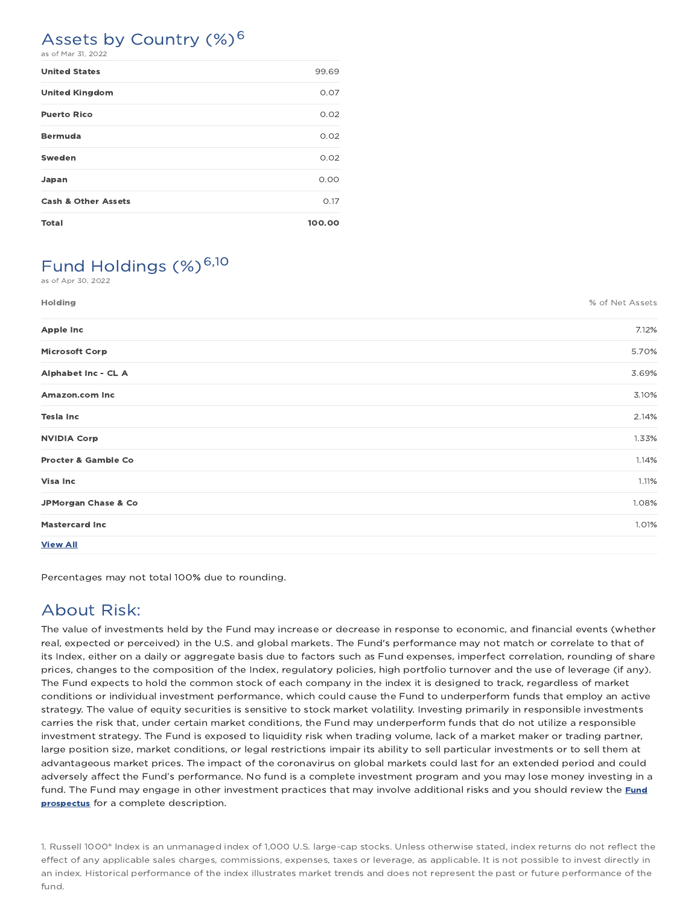## Assets by Country (%)[6]

as of Mar 31, 2022

| | |
|---|---|
| **United States** | 99.69 |
| **United Kingdom** | 0.07 |
| **Puerto Rico** | 0.02 |
| **Bermuda** | 0.02 |
| **Sweden** | 0.02 |
| **Japan** | 0.00 |
| **Cash & Other Assets** | 0.17 |
| **Total** | **100.00** |

## Fund Holdings (%)[6,10]

as of Apr 30, 2022

| Holding | % of Net Assets |
|---|---|
| **Apple Inc** | 7.12% |
| **Microsoft Corp** | 5.70% |
| **Alphabet Inc - CL A** | 3.69% |
| **Amazon.com Inc** | 3.10% |
| **Tesla Inc** | 2.14% |
| **NVIDIA Corp** | 1.33% |
| **Procter & Gamble Co** | 1.14% |
| **Visa Inc** | 1.11% |
| **JPMorgan Chase & Co** | 1.08% |
| **Mastercard Inc** | 1.01% |

**View All**

Percentages may not total 100% due to rounding.

## About Risk:

The value of investments held by the Fund may increase or decrease in response to economic, and financial events (whether real, expected or perceived) in the U.S. and global markets. The Fund's performance may not match or correlate to that of its Index, either on a daily or aggregate basis due to factors such as Fund expenses, imperfect correlation, rounding of share prices, changes to the composition of the Index, regulatory policies, high portfolio turnover and the use of leverage (if any). The Fund expects to hold the common stock of each company in the index it is designed to track, regardless of market conditions or individual investment performance, which could cause the Fund to underperform funds that employ an active strategy. The value of equity securities is sensitive to stock market volatility. Investing primarily in responsible investments carries the risk that, under certain market conditions, the Fund may underperform funds that do not utilize a responsible investment strategy. The Fund is exposed to liquidity risk when trading volume, lack of a market maker or trading partner, large position size, market conditions, or legal restrictions impair its ability to sell particular investments or to sell them at advantageous market prices. The impact of the coronavirus on global markets could last for an extended period and could adversely affect the Fund's performance. No fund is a complete investment program and you may lose money investing in a fund. The Fund may engage in other investment practices that may involve additional risks and you should review the **Fund prospectus** for a complete description.

1. Russell 1000® Index is an unmanaged index of 1,000 U.S. large-cap stocks. Unless otherwise stated, index returns do not reflect the effect of any applicable sales charges, commissions, expenses, taxes or leverage, as applicable. It is not possible to invest directly in an index. Historical performance of the index illustrates market trends and does not represent the past or future performance of the fund.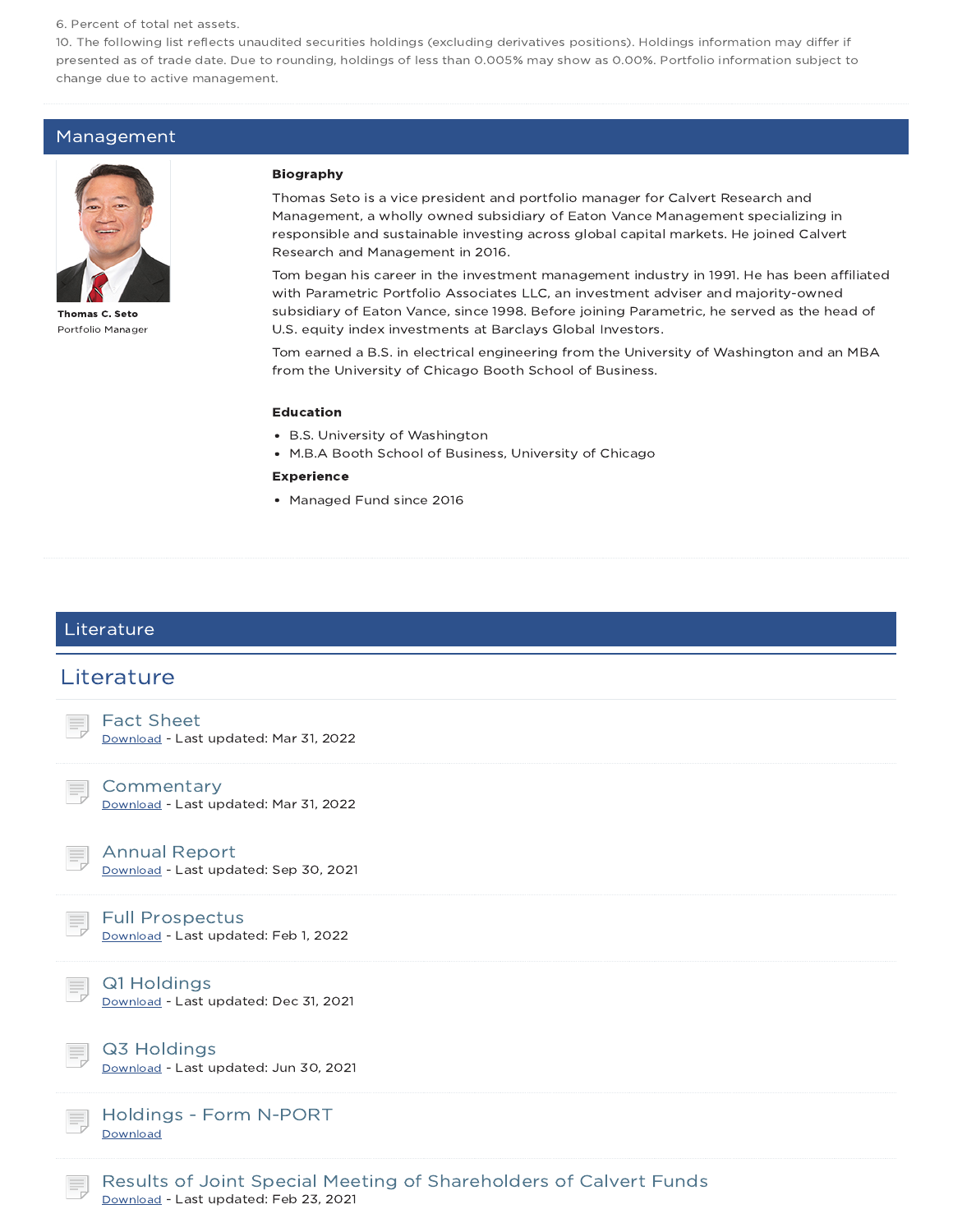6. Percent of total net assets.
10. The following list reflects unaudited securities holdings (excluding derivatives positions). Holdings information may differ if presented as of trade date. Due to rounding, holdings of less than 0.005% may show as 0.00%. Portfolio information subject to change due to active management.

## Management

**Thomas C. Seto**
Portfolio Manager

**Biography**

Thomas Seto is a vice president and portfolio manager for Calvert Research and Management, a wholly owned subsidiary of Eaton Vance Management specializing in responsible and sustainable investing across global capital markets. He joined Calvert Research and Management in 2016.

Tom began his career in the investment management industry in 1991. He has been affiliated with Parametric Portfolio Associates LLC, an investment adviser and majority-owned subsidiary of Eaton Vance, since 1998. Before joining Parametric, he served as the head of U.S. equity index investments at Barclays Global Investors.

Tom earned a B.S. in electrical engineering from the University of Washington and an MBA from the University of Chicago Booth School of Business.

**Education**

- B.S. University of Washington
- M.B.A Booth School of Business, University of Chicago

**Experience**

- Managed Fund since 2016

## Literature

## Literature

### Fact Sheet
Download - Last updated: Mar 31, 2022

### Commentary
Download - Last updated: Mar 31, 2022

### Annual Report
Download - Last updated: Sep 30, 2021

### Full Prospectus
Download - Last updated: Feb 1, 2022

### Q1 Holdings
Download - Last updated: Dec 31, 2021

### Q3 Holdings
Download - Last updated: Jun 30, 2021

### Holdings - Form N-PORT
Download

### Results of Joint Special Meeting of Shareholders of Calvert Funds
Download - Last updated: Feb 23, 2021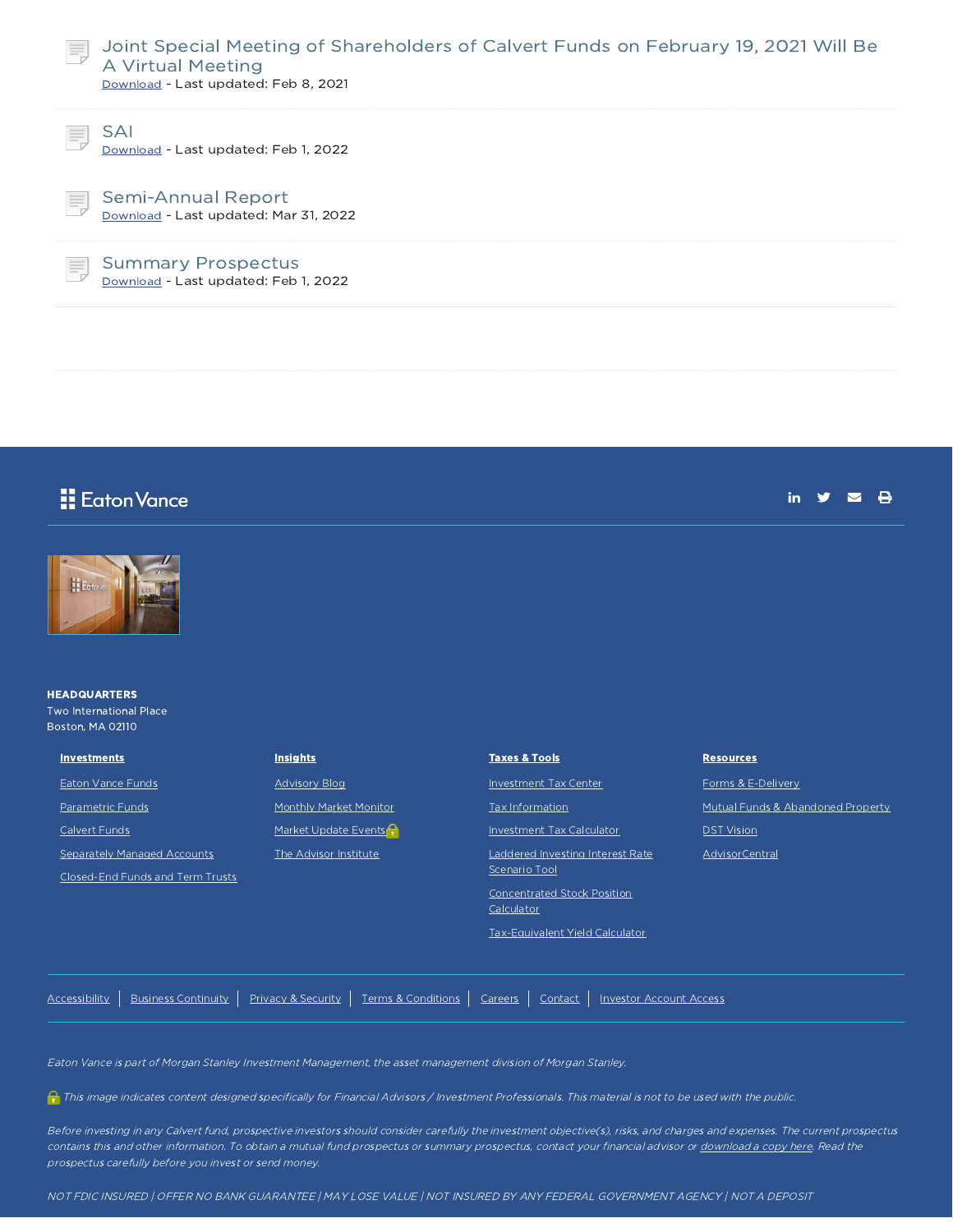## Joint Special Meeting of Shareholders of Calvert Funds on February 19, 2021 Will Be A Virtual Meeting

Download - Last updated: Feb 8, 2021

## SAI

Download - Last updated: Feb 1, 2022

## Semi-Annual Report

Download - Last updated: Mar 31, 2022

## Summary Prospectus

Download - Last updated: Feb 1, 2022

Eaton Vance

**HEADQUARTERS**
Two International Place
Boston, MA 02110

**Investments**

- Eaton Vance Funds
- Parametric Funds
- Calvert Funds
- Separately Managed Accounts
- Closed-End Funds and Term Trusts

**Insights**

- Advisory Blog
- Monthly Market Monitor
- Market Update Events
- The Advisor Institute

**Taxes & Tools**

- Investment Tax Center
- Tax Information
- Investment Tax Calculator
- Laddered Investing Interest Rate Scenario Tool
- Concentrated Stock Position Calculator
- Tax-Equivalent Yield Calculator

**Resources**

- Forms & E-Delivery
- Mutual Funds & Abandoned Property
- DST Vision
- AdvisorCentral

Accessibility | Business Continuity | Privacy & Security | Terms & Conditions | Careers | Contact | Investor Account Access

*Eaton Vance is part of Morgan Stanley Investment Management, the asset management division of Morgan Stanley.*

*This image indicates content designed specifically for Financial Advisors / Investment Professionals. This material is not to be used with the public.*

*Before investing in any Calvert fund, prospective investors should consider carefully the investment objective(s), risks, and charges and expenses. The current prospectus contains this and other information. To obtain a mutual fund prospectus or summary prospectus, contact your financial advisor or download a copy here. Read the prospectus carefully before you invest or send money.*

*NOT FDIC INSURED | OFFER NO BANK GUARANTEE | MAY LOSE VALUE | NOT INSURED BY ANY FEDERAL GOVERNMENT AGENCY | NOT A DEPOSIT*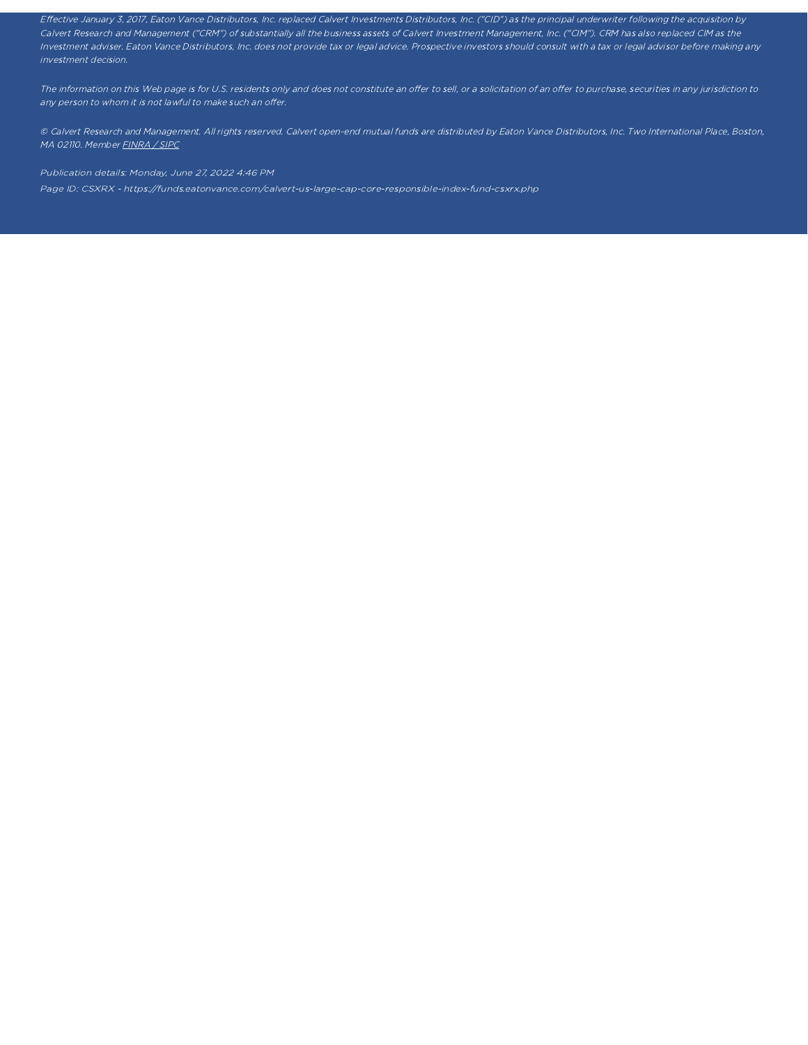*Effective January 3, 2017, Eaton Vance Distributors, Inc. replaced Calvert Investments Distributors, Inc. ("CID") as the principal underwriter following the acquisition by Calvert Research and Management ("CRM") of substantially all the business assets of Calvert Investment Management, Inc. ("CIM"). CRM has also replaced CIM as the Investment adviser. Eaton Vance Distributors, Inc. does not provide tax or legal advice. Prospective investors should consult with a tax or legal advisor before making any investment decision.*

*The information on this Web page is for U.S. residents only and does not constitute an offer to sell, or a solicitation of an offer to purchase, securities in any jurisdiction to any person to whom it is not lawful to make such an offer.*

*© Calvert Research and Management. All rights reserved. Calvert open-end mutual funds are distributed by Eaton Vance Distributors, Inc. Two International Place, Boston, MA 02110. Member FINRA / SIPC*

*Publication details: Monday, June 27, 2022 4:46 PM*

*Page ID: CSXRX - https://funds.eatonvance.com/calvert-us-large-cap-core-responsible-index-fund-csxrx.php*